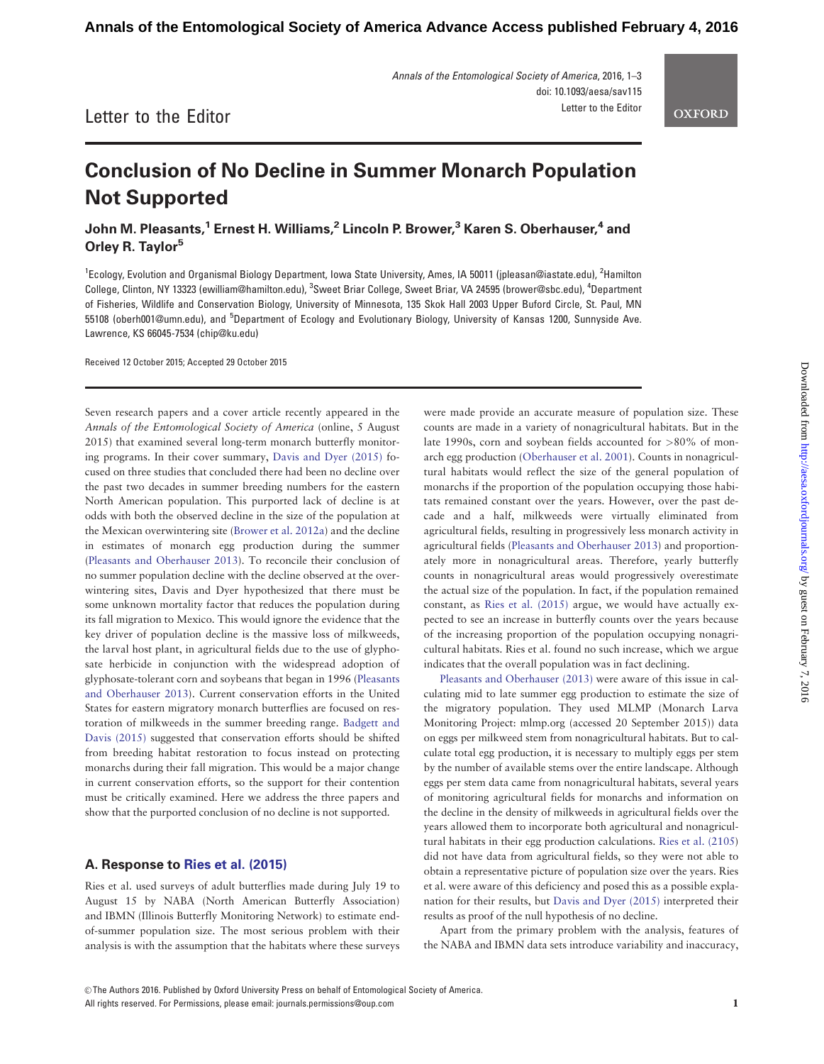Letter to the Editor

# Conclusion of No Decline in Summer Monarch Population Not Supported

**John M. Pleasants,[1] Ernest H. Williams,[2] Lincoln P. Brower,[3] Karen S. Oberhauser,[4] and Orley R. Taylor[5]**

[1]Ecology, Evolution and Organismal Biology Department, Iowa State University, Ames, IA 50011 (jpleasan@iastate.edu), [2]Hamilton College, Clinton, NY 13323 (ewilliam@hamilton.edu), [3]Sweet Briar College, Sweet Briar, VA 24595 (brower@sbc.edu), [4]Department of Fisheries, Wildlife and Conservation Biology, University of Minnesota, 135 Skok Hall 2003 Upper Buford Circle, St. Paul, MN 55108 (oberh001@umn.edu), and [5]Department of Ecology and Evolutionary Biology, University of Kansas 1200, Sunnyside Ave. Lawrence, KS 66045-7534 (chip@ku.edu)

Received 12 October 2015; Accepted 29 October 2015

Seven research papers and a cover article recently appeared in the *Annals of the Entomological Society of America* (online, 5 August 2015) that examined several long-term monarch butterfly monitoring programs. In their cover summary, Davis and Dyer (2015) focused on three studies that concluded there had been no decline over the past two decades in summer breeding numbers for the eastern North American population. This purported lack of decline is at odds with both the observed decline in the size of the population at the Mexican overwintering site (Brower et al. 2012a) and the decline in estimates of monarch egg production during the summer (Pleasants and Oberhauser 2013). To reconcile their conclusion of no summer population decline with the decline observed at the overwintering sites, Davis and Dyer hypothesized that there must be some unknown mortality factor that reduces the population during its fall migration to Mexico. This would ignore the evidence that the key driver of population decline is the massive loss of milkweeds, the larval host plant, in agricultural fields due to the use of glyphosate herbicide in conjunction with the widespread adoption of glyphosate-tolerant corn and soybeans that began in 1996 (Pleasants and Oberhauser 2013). Current conservation efforts in the United States for eastern migratory monarch butterflies are focused on restoration of milkweeds in the summer breeding range. Badgett and Davis (2015) suggested that conservation efforts should be shifted from breeding habitat restoration to focus instead on protecting monarchs during their fall migration. This would be a major change in current conservation efforts, so the support for their contention must be critically examined. Here we address the three papers and show that the purported conclusion of no decline is not supported.

## A. Response to Ries et al. (2015)

Ries et al. used surveys of adult butterflies made during July 19 to August 15 by NABA (North American Butterfly Association) and IBMN (Illinois Butterfly Monitoring Network) to estimate end-of-summer population size. The most serious problem with their analysis is with the assumption that the habitats where these surveys were made provide an accurate measure of population size. These counts are made in a variety of nonagricultural habitats. But in the late 1990s, corn and soybean fields accounted for >80% of monarch egg production (Oberhauser et al. 2001). Counts in nonagricultural habitats would reflect the size of the general population of monarchs if the proportion of the population occupying those habitats remained constant over the years. However, over the past decade and a half, milkweeds were virtually eliminated from agricultural fields, resulting in progressively less monarch activity in agricultural fields (Pleasants and Oberhauser 2013) and proportionately more in nonagricultural areas. Therefore, yearly butterfly counts in nonagricultural areas would progressively overestimate the actual size of the population. In fact, if the population remained constant, as Ries et al. (2015) argue, we would have actually expected to see an increase in butterfly counts over the years because of the increasing proportion of the population occupying nonagricultural habitats. Ries et al. found no such increase, which we argue indicates that the overall population was in fact declining.

Pleasants and Oberhauser (2013) were aware of this issue in calculating mid to late summer egg production to estimate the size of the migratory population. They used MLMP (Monarch Larva Monitoring Project: mlmp.org (accessed 20 September 2015)) data on eggs per milkweed stem from nonagricultural habitats. But to calculate total egg production, it is necessary to multiply eggs per stem by the number of available stems over the entire landscape. Although eggs per stem data came from nonagricultural habitats, several years of monitoring agricultural fields for monarchs and information on the decline in the density of milkweeds in agricultural fields over the years allowed them to incorporate both agricultural and nonagricultural habitats in their egg production calculations. Ries et al. (2105) did not have data from agricultural fields, so they were not able to obtain a representative picture of population size over the years. Ries et al. were aware of this deficiency and posed this as a possible explanation for their results, but Davis and Dyer (2015) interpreted their results as proof of the null hypothesis of no decline.

Apart from the primary problem with the analysis, features of the NABA and IBMN data sets introduce variability and inaccuracy,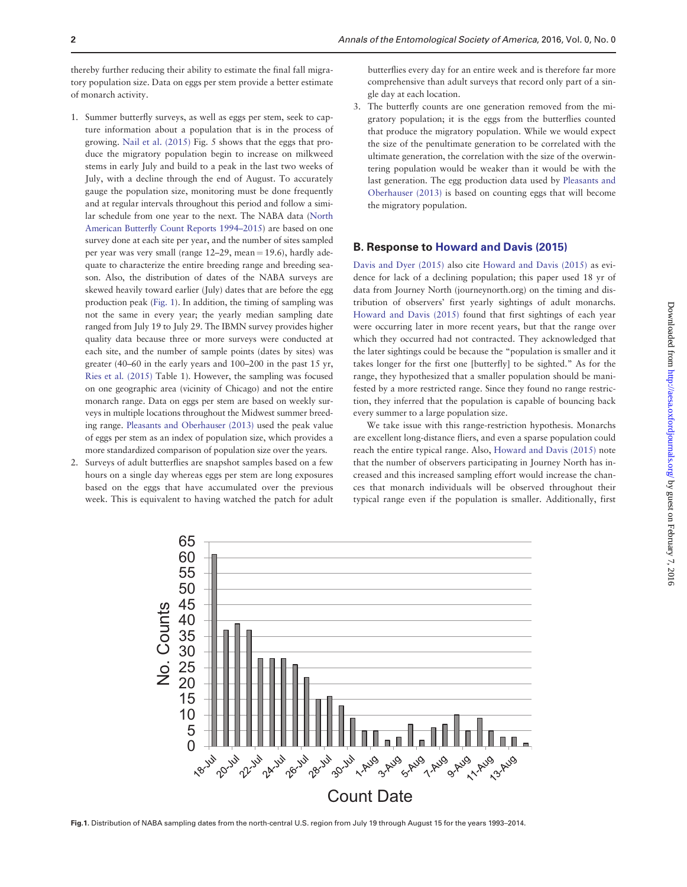thereby further reducing their ability to estimate the final fall migratory population size. Data on eggs per stem provide a better estimate of monarch activity.

1. Summer butterfly surveys, as well as eggs per stem, seek to capture information about a population that is in the process of growing. Nail et al. (2015) Fig. 5 shows that the eggs that produce the migratory population begin to increase on milkweed stems in early July and build to a peak in the last two weeks of July, with a decline through the end of August. To accurately gauge the population size, monitoring must be done frequently and at regular intervals throughout this period and follow a similar schedule from one year to the next. The NABA data (North American Butterfly Count Reports 1994–2015) are based on one survey done at each site per year, and the number of sites sampled per year was very small (range 12–29, mean = 19.6), hardly adequate to characterize the entire breeding range and breeding season. Also, the distribution of dates of the NABA surveys are skewed heavily toward earlier (July) dates that are before the egg production peak (Fig. 1). In addition, the timing of sampling was not the same in every year; the yearly median sampling date ranged from July 19 to July 29. The IBMN survey provides higher quality data because three or more surveys were conducted at each site, and the number of sample points (dates by sites) was greater (40–60 in the early years and 100–200 in the past 15 yr, Ries et al. (2015) Table 1). However, the sampling was focused on one geographic area (vicinity of Chicago) and not the entire monarch range. Data on eggs per stem are based on weekly surveys in multiple locations throughout the Midwest summer breeding range. Pleasants and Oberhauser (2013) used the peak value of eggs per stem as an index of population size, which provides a more standardized comparison of population size over the years.
2. Surveys of adult butterflies are snapshot samples based on a few hours on a single day whereas eggs per stem are long exposures based on the eggs that have accumulated over the previous week. This is equivalent to having watched the patch for adult butterflies every day for an entire week and is therefore far more comprehensive than adult surveys that record only part of a single day at each location.
3. The butterfly counts are one generation removed from the migratory population; it is the eggs from the butterflies counted that produce the migratory population. While we would expect the size of the penultimate generation to be correlated with the ultimate generation, the correlation with the size of the overwintering population would be weaker than it would be with the last generation. The egg production data used by Pleasants and Oberhauser (2013) is based on counting eggs that will become the migratory population.

## B. Response to Howard and Davis (2015)

Davis and Dyer (2015) also cite Howard and Davis (2015) as evidence for lack of a declining population; this paper used 18 yr of data from Journey North (journeynorth.org) on the timing and distribution of observers' first yearly sightings of adult monarchs. Howard and Davis (2015) found that first sightings of each year were occurring later in more recent years, but that the range over which they occurred had not contracted. They acknowledged that the later sightings could be because the "population is smaller and it takes longer for the first one [butterfly] to be sighted." As for the range, they hypothesized that a smaller population should be manifested by a more restricted range. Since they found no range restriction, they inferred that the population is capable of bouncing back every summer to a large population size.

We take issue with this range-restriction hypothesis. Monarchs are excellent long-distance fliers, and even a sparse population could reach the entire typical range. Also, Howard and Davis (2015) note that the number of observers participating in Journey North has increased and this increased sampling effort would increase the chances that monarch individuals will be observed throughout their typical range even if the population is smaller. Additionally, first

| Count Date | No. Counts |
|---|---|
| 18-Jul | 61 |
| 19-Jul | 37 |
| 20-Jul | 39 |
| 21-Jul | 37 |
| 22-Jul | 28 |
| 23-Jul | 28 |
| 24-Jul | 28 |
| 25-Jul | 26 |
| 26-Jul | 22 |
| 27-Jul | 15 |
| 28-Jul | 16 |
| 29-Jul | 13 |
| 30-Jul | 9 |
| 31-Jul | 5 |
| 1-Aug | 5 |
| 2-Aug | 2 |
| 3-Aug | 3 |
| 4-Aug | 7 |
| 5-Aug | 2 |
| 6-Aug | 6 |
| 7-Aug | 7 |
| 8-Aug | 10 |
| 9-Aug | 5 |
| 10-Aug | 9 |
| 11-Aug | 5 |
| 12-Aug | 3 |
| 13-Aug | 3 |
| 14-Aug | 1 |

**Fig.1.** Distribution of NABA sampling dates from the north-central U.S. region from July 19 through August 15 for the years 1993–2014.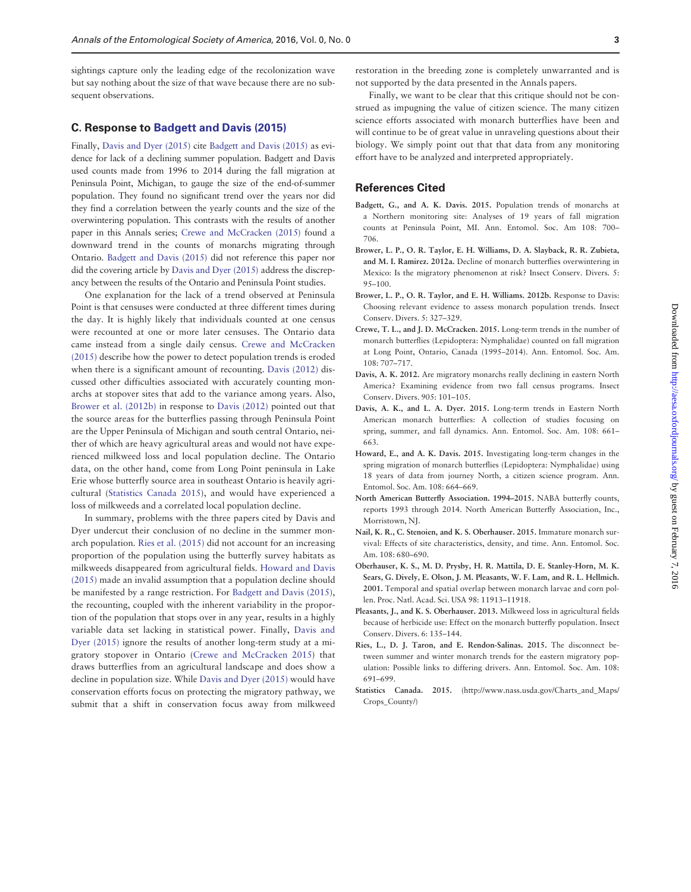sightings capture only the leading edge of the recolonization wave but say nothing about the size of that wave because there are no subsequent observations.

## C. Response to Badgett and Davis (2015)

Finally, Davis and Dyer (2015) cite Badgett and Davis (2015) as evidence for lack of a declining summer population. Badgett and Davis used counts made from 1996 to 2014 during the fall migration at Peninsula Point, Michigan, to gauge the size of the end-of-summer population. They found no significant trend over the years nor did they find a correlation between the yearly counts and the size of the overwintering population. This contrasts with the results of another paper in this Annals series; Crewe and McCracken (2015) found a downward trend in the counts of monarchs migrating through Ontario. Badgett and Davis (2015) did not reference this paper nor did the covering article by Davis and Dyer (2015) address the discrepancy between the results of the Ontario and Peninsula Point studies.

One explanation for the lack of a trend observed at Peninsula Point is that censuses were conducted at three different times during the day. It is highly likely that individuals counted at one census were recounted at one or more later censuses. The Ontario data came instead from a single daily census. Crewe and McCracken (2015) describe how the power to detect population trends is eroded when there is a significant amount of recounting. Davis (2012) discussed other difficulties associated with accurately counting monarchs at stopover sites that add to the variance among years. Also, Brower et al. (2012b) in response to Davis (2012) pointed out that the source areas for the butterflies passing through Peninsula Point are the Upper Peninsula of Michigan and south central Ontario, neither of which are heavy agricultural areas and would not have experienced milkweed loss and local population decline. The Ontario data, on the other hand, come from Long Point peninsula in Lake Erie whose butterfly source area in southeast Ontario is heavily agricultural (Statistics Canada 2015), and would have experienced a loss of milkweeds and a correlated local population decline.

In summary, problems with the three papers cited by Davis and Dyer undercut their conclusion of no decline in the summer monarch population. Ries et al. (2015) did not account for an increasing proportion of the population using the butterfly survey habitats as milkweeds disappeared from agricultural fields. Howard and Davis (2015) made an invalid assumption that a population decline should be manifested by a range restriction. For Badgett and Davis (2015), the recounting, coupled with the inherent variability in the proportion of the population that stops over in any year, results in a highly variable data set lacking in statistical power. Finally, Davis and Dyer (2015) ignore the results of another long-term study at a migratory stopover in Ontario (Crewe and McCracken 2015) that draws butterflies from an agricultural landscape and does show a decline in population size. While Davis and Dyer (2015) would have conservation efforts focus on protecting the migratory pathway, we submit that a shift in conservation focus away from milkweed restoration in the breeding zone is completely unwarranted and is not supported by the data presented in the Annals papers.

Finally, we want to be clear that this critique should not be construed as impugning the value of citizen science. The many citizen science efforts associated with monarch butterflies have been and will continue to be of great value in unraveling questions about their biology. We simply point out that that data from any monitoring effort have to be analyzed and interpreted appropriately.

## References Cited

**Badgett, G., and A. K. Davis. 2015.** Population trends of monarchs at a Northern monitoring site: Analyses of 19 years of fall migration counts at Peninsula Point, MI. Ann. Entomol. Soc. Am 108: 700–706.

**Brower, L. P., O. R. Taylor, E. H. Williams, D. A. Slayback, R. R. Zubieta, and M. I. Ramirez. 2012a.** Decline of monarch butterflies overwintering in Mexico: Is the migratory phenomenon at risk? Insect Conserv. Divers. 5: 95–100.

**Brower, L. P., O. R. Taylor, and E. H. Williams. 2012b.** Response to Davis: Choosing relevant evidence to assess monarch population trends. Insect Conserv. Divers. 5: 327–329.

**Crewe, T. L., and J. D. McCracken. 2015.** Long-term trends in the number of monarch butterflies (Lepidoptera: Nymphalidae) counted on fall migration at Long Point, Ontario, Canada (1995–2014). Ann. Entomol. Soc. Am. 108: 707–717.

**Davis, A. K. 2012.** Are migratory monarchs really declining in eastern North America? Examining evidence from two fall census programs. Insect Conserv. Divers. 905: 101–105.

**Davis, A. K., and L. A. Dyer. 2015.** Long-term trends in Eastern North American monarch butterflies: A collection of studies focusing on spring, summer, and fall dynamics. Ann. Entomol. Soc. Am. 108: 661–663.

**Howard, E., and A. K. Davis. 2015.** Investigating long-term changes in the spring migration of monarch butterflies (Lepidoptera: Nymphalidae) using 18 years of data from journey North, a citizen science program. Ann. Entomol. Soc. Am. 108: 664–669.

**North American Butterfly Association. 1994–2015.** NABA butterfly counts, reports 1993 through 2014. North American Butterfly Association, Inc., Morristown, NJ.

**Nail, K. R., C. Stenoien, and K. S. Oberhauser. 2015.** Immature monarch survival: Effects of site characteristics, density, and time. Ann. Entomol. Soc. Am. 108: 680–690.

**Oberhauser, K. S., M. D. Prysby, H. R. Mattila, D. E. Stanley-Horn, M. K. Sears, G. Dively, E. Olson, J. M. Pleasants, W. F. Lam, and R. L. Hellmich. 2001.** Temporal and spatial overlap between monarch larvae and corn pollen. Proc. Natl. Acad. Sci. USA 98: 11913–11918.

**Pleasants, J., and K. S. Oberhauser. 2013.** Milkweed loss in agricultural fields because of herbicide use: Effect on the monarch butterfly population. Insect Conserv. Divers. 6: 135–144.

**Ries, L., D. J. Taron, and E. Rendon-Salinas. 2015.** The disconnect between summer and winter monarch trends for the eastern migratory population: Possible links to differing drivers. Ann. Entomol. Soc. Am. 108: 691–699.

**Statistics Canada. 2015.** (http://www.nass.usda.gov/Charts_and_Maps/Crops_County/)